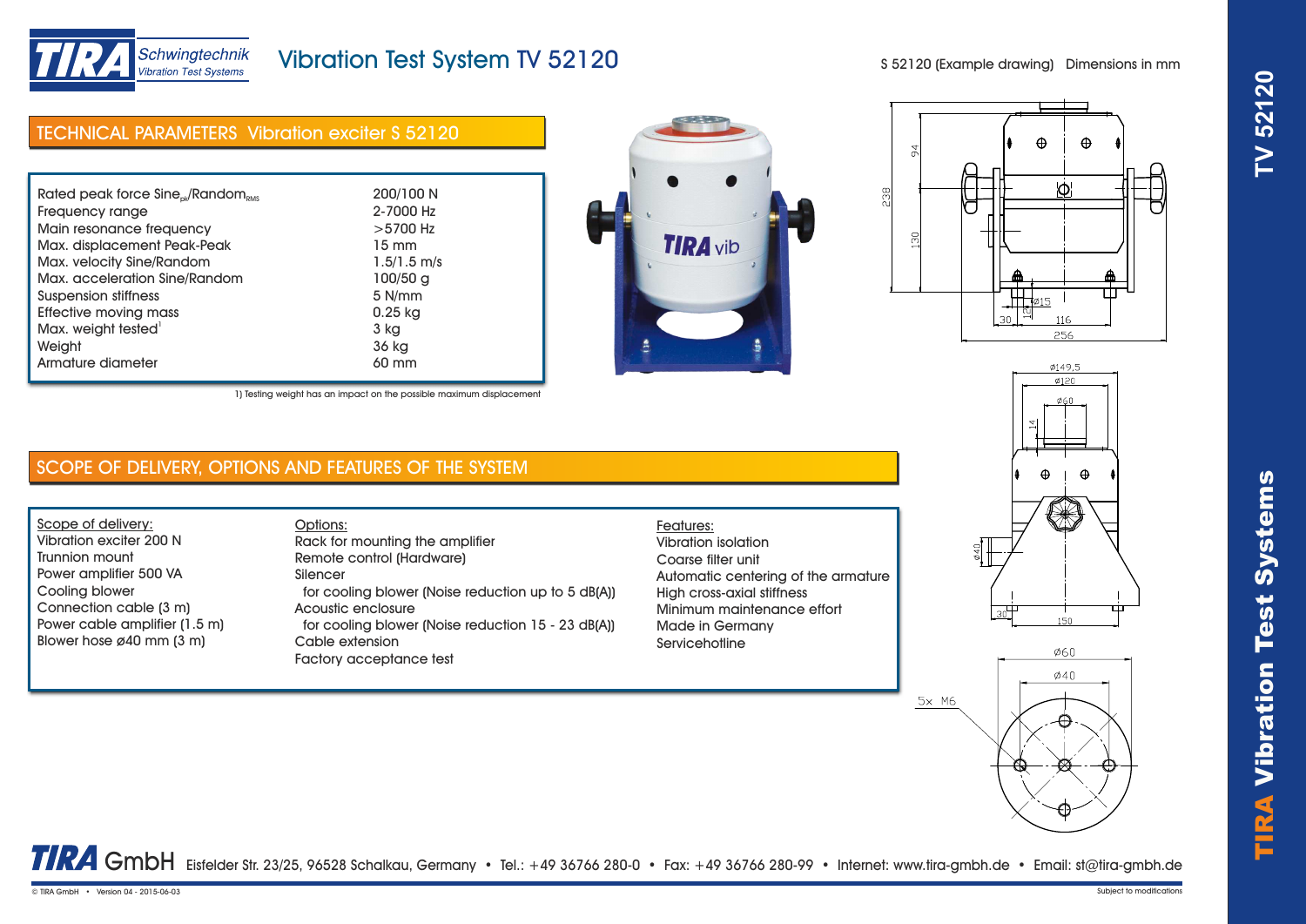# Vibration Test System TV 52120

S 52120 (Example drawing) Dimensions in mm

## TECHNICAL PARAMETERS Vibration exciter S 52120

| Parameter | Value |
|---|---|
| Rated peak force $Sine_{pk}$/$Random_{RMS}$ | 200/100 N |
| Frequency range | 2-7000 Hz |
| Main resonance frequency | >5700 Hz |
| Max. displacement Peak-Peak | 15 mm |
| Max. velocity Sine/Random | 1.5/1.5 m/s |
| Max. acceleration Sine/Random | 100/50 g |
| Suspension stiffness | 5 N/mm |
| Effective moving mass | 0.25 kg |
| Max. weight tested[1] | 3 kg |
| Weight | 36 kg |
| Armature diameter | 60 mm |

1) Testing weight has an impact on the possible maximum displacement

## SCOPE OF DELIVERY, OPTIONS AND FEATURES OF THE SYSTEM

**Scope of delivery:**

- Vibration exciter 200 N
- Trunnion mount
- Power amplifier 500 VA
- Cooling blower
- Connection cable (3 m)
- Power cable amplifier (1.5 m)
- Blower hose ø40 mm (3 m)

**Options:**

- Rack for mounting the amplifier
- Remote control (Hardware)
- Silencer
  - for cooling blower (Noise reduction up to 5 dB(A))
- Acoustic enclosure
  - for cooling blower (Noise reduction 15 - 23 dB(A))
- Cable extension
- Factory acceptance test

**Features:**

- Vibration isolation
- Coarse filter unit
- Automatic centering of the armature
- High cross-axial stiffness
- Minimum maintenance effort
- Made in Germany
- Servicehotline

TIRA GmbH Eisfelder Str. 23/25, 96528 Schalkau, Germany • Tel.: +49 36766 280-0 • Fax: +49 36766 280-99 • Internet: www.tira-gmbh.de • Email: st@tira-gmbh.de

© TIRA GmbH • Version 04 - 2015-06-03

Subject to modifications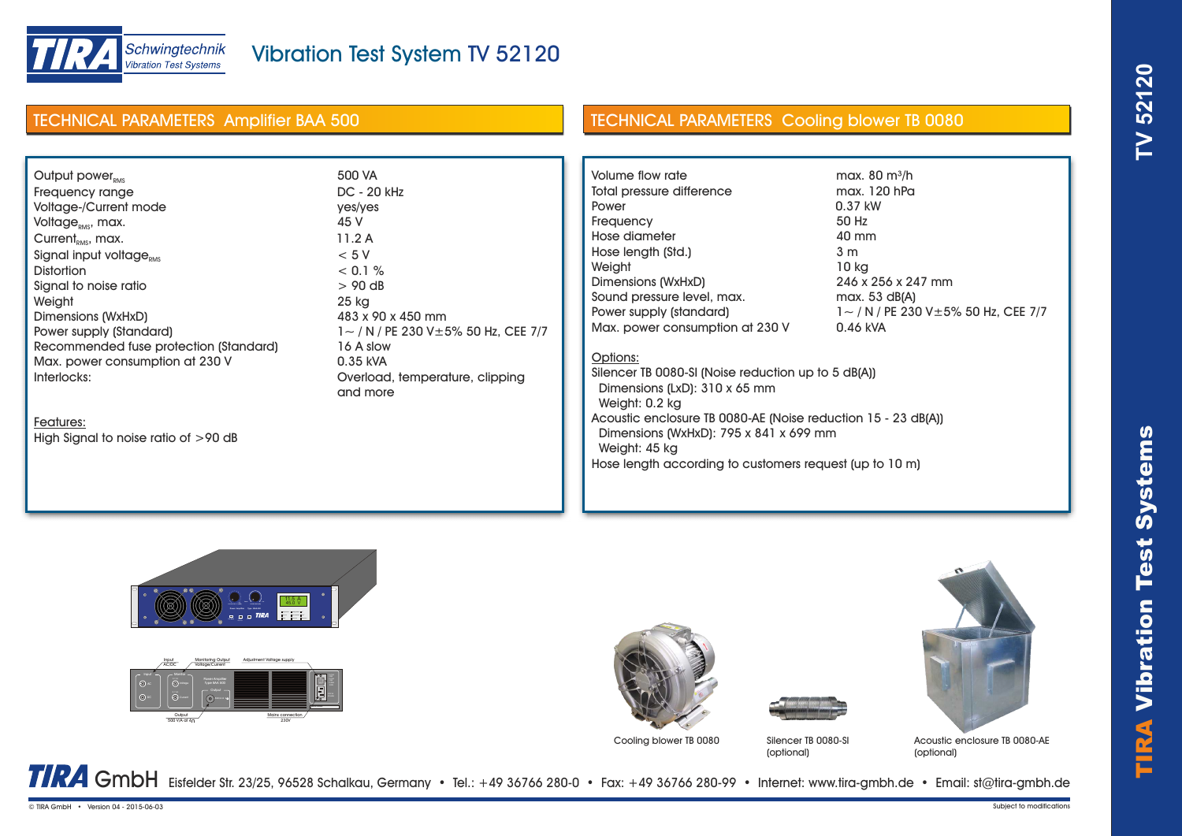# Vibration Test System TV 52120

## TECHNICAL PARAMETERS Amplifier BAA 500

| | |
|---|---|
| Output power$_{RMS}$ | 500 VA |
| Frequency range | DC - 20 kHz |
| Voltage-/Current mode | yes/yes |
| Voltage$_{RMS}$, max. | 45 V |
| Current$_{RMS}$, max. | 11.2 A |
| Signal input voltage$_{RMS}$ | < 5 V |
| Distortion | < 0.1 % |
| Signal to noise ratio | > 90 dB |
| Weight | 25 kg |
| Dimensions (WxHxD) | 483 x 90 x 450 mm |
| Power supply (Standard) | 1~ / N / PE 230 V±5% 50 Hz, CEE 7/7 |
| Recommended fuse protection (Standard) | 16 A slow |
| Max. power consumption at 230 V | 0.35 kVA |
| Interlocks: | Overload, temperature, clipping and more |

Features:
High Signal to noise ratio of >90 dB

## TECHNICAL PARAMETERS Cooling blower TB 0080

| | |
|---|---|
| Volume flow rate | max. 80 m³/h |
| Total pressure difference | max. 120 hPa |
| Power | 0.37 kW |
| Frequency | 50 Hz |
| Hose diameter | 40 mm |
| Hose length (Std.) | 3 m |
| Weight | 10 kg |
| Dimensions (WxHxD) | 246 x 256 x 247 mm |
| Sound pressure level, max. | max. 53 dB(A) |
| Power supply (standard) | 1~ / N / PE 230 V±5% 50 Hz, CEE 7/7 |
| Max. power consumption at 230 V | 0.46 kVA |

Options:
Silencer TB 0080-SI (Noise reduction up to 5 dB(A))
Dimensions (LxD): 310 x 65 mm
Weight: 0.2 kg
Acoustic enclosure TB 0080-AE (Noise reduction 15 - 23 dB(A))
Dimensions (WxHxD): 795 x 841 x 699 mm
Weight: 45 kg
Hose length according to customers request (up to 10 m)

Input AC/DC
Monitoring Output Voltage/Current
Adjustment Voltage supply
Output 500 VA at 4Ω
Mains connection 230V

Cooling blower TB 0080

Silencer TB 0080-SI (optional)

Acoustic enclosure TB 0080-AE (optional)

TIRA GmbH Eisfelder Str. 23/25, 96528 Schalkau, Germany • Tel.: +49 36766 280-0 • Fax: +49 36766 280-99 • Internet: www.tira-gmbh.de • Email: st@tira-gmbh.de

© TIRA GmbH • Version 04 - 2015-06-03

Subject to modifications